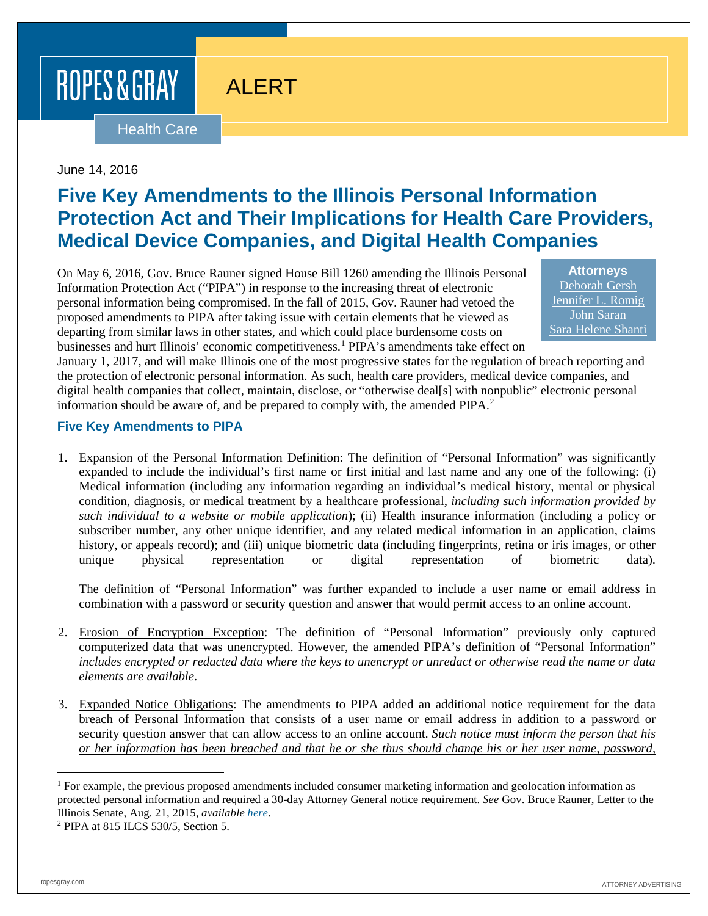ROPES & GRAY

ALERT

Health Care

June 14, 2016

# Five Key Amendments to the Illinois Personal Information Protection Act and Their Implications for Health Care Providers, Medical Device Companies, and Digital Health Companies

**Attorneys**
Deborah Gersh
Jennifer L. Romig
John Saran
Sara Helene Shanti

On May 6, 2016, Gov. Bruce Rauner signed House Bill 1260 amending the Illinois Personal Information Protection Act ("PIPA") in response to the increasing threat of electronic personal information being compromised. In the fall of 2015, Gov. Rauner had vetoed the proposed amendments to PIPA after taking issue with certain elements that he viewed as departing from similar laws in other states, and which could place burdensome costs on businesses and hurt Illinois' economic competitiveness.[1] PIPA's amendments take effect on January 1, 2017, and will make Illinois one of the most progressive states for the regulation of breach reporting and the protection of electronic personal information. As such, health care providers, medical device companies, and digital health companies that collect, maintain, disclose, or "otherwise deal[s] with nonpublic" electronic personal information should be aware of, and be prepared to comply with, the amended PIPA.[2]

## Five Key Amendments to PIPA

1. Expansion of the Personal Information Definition: The definition of "Personal Information" was significantly expanded to include the individual's first name or first initial and last name and any one of the following: (i) Medical information (including any information regarding an individual's medical history, mental or physical condition, diagnosis, or medical treatment by a healthcare professional, ***including such information provided by such individual to a website or mobile application***); (ii) Health insurance information (including a policy or subscriber number, any other unique identifier, and any related medical information in an application, claims history, or appeals record); and (iii) unique biometric data (including fingerprints, retina or iris images, or other unique physical representation or digital representation of biometric data).

   The definition of "Personal Information" was further expanded to include a user name or email address in combination with a password or security question and answer that would permit access to an online account.

2. Erosion of Encryption Exception: The definition of "Personal Information" previously only captured computerized data that was unencrypted. However, the amended PIPA's definition of "Personal Information" *includes encrypted or redacted data where the keys to unencrypt or unredact or otherwise read the name or data elements are available*.

3. Expanded Notice Obligations: The amendments to PIPA added an additional notice requirement for the data breach of Personal Information that consists of a user name or email address in addition to a password or security question answer that can allow access to an online account. *Such notice must inform the person that his or her information has been breached and that he or she thus should change his or her user name, password,*

---

[1] For example, the previous proposed amendments included consumer marketing information and geolocation information as protected personal information and required a 30-day Attorney General notice requirement. *See* Gov. Bruce Rauner, Letter to the Illinois Senate, Aug. 21, 2015, *available here*.

[2] PIPA at 815 ILCS 530/5, Section 5.

ropesgray.com

ATTORNEY ADVERTISING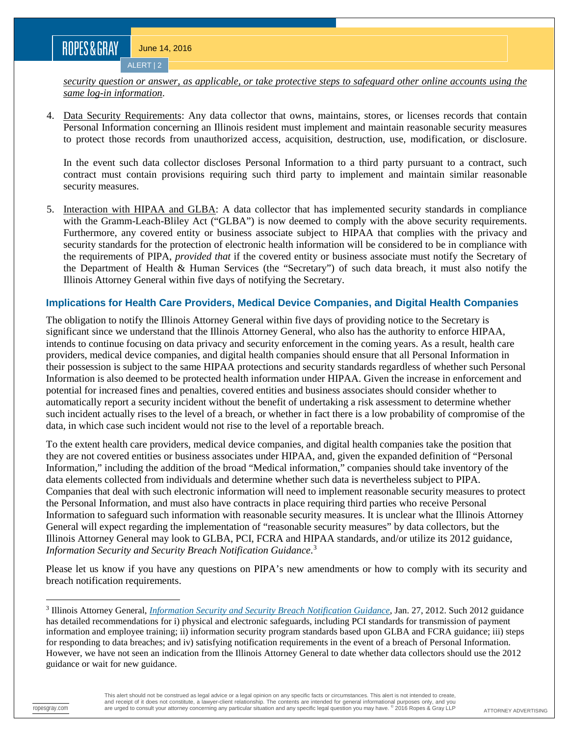*security question or answer, as applicable, or take protective steps to safeguard other online accounts using the same log-in information*.

4. Data Security Requirements: Any data collector that owns, maintains, stores, or licenses records that contain Personal Information concerning an Illinois resident must implement and maintain reasonable security measures to protect those records from unauthorized access, acquisition, destruction, use, modification, or disclosure.

   In the event such data collector discloses Personal Information to a third party pursuant to a contract, such contract must contain provisions requiring such third party to implement and maintain similar reasonable security measures.

5. Interaction with HIPAA and GLBA: A data collector that has implemented security standards in compliance with the Gramm-Leach-Bliley Act ("GLBA") is now deemed to comply with the above security requirements. Furthermore, any covered entity or business associate subject to HIPAA that complies with the privacy and security standards for the protection of electronic health information will be considered to be in compliance with the requirements of PIPA, *provided that* if the covered entity or business associate must notify the Secretary of the Department of Health & Human Services (the "Secretary") of such data breach, it must also notify the Illinois Attorney General within five days of notifying the Secretary.

## Implications for Health Care Providers, Medical Device Companies, and Digital Health Companies

The obligation to notify the Illinois Attorney General within five days of providing notice to the Secretary is significant since we understand that the Illinois Attorney General, who also has the authority to enforce HIPAA, intends to continue focusing on data privacy and security enforcement in the coming years. As a result, health care providers, medical device companies, and digital health companies should ensure that all Personal Information in their possession is subject to the same HIPAA protections and security standards regardless of whether such Personal Information is also deemed to be protected health information under HIPAA. Given the increase in enforcement and potential for increased fines and penalties, covered entities and business associates should consider whether to automatically report a security incident without the benefit of undertaking a risk assessment to determine whether such incident actually rises to the level of a breach, or whether in fact there is a low probability of compromise of the data, in which case such incident would not rise to the level of a reportable breach.

To the extent health care providers, medical device companies, and digital health companies take the position that they are not covered entities or business associates under HIPAA, and, given the expanded definition of "Personal Information," including the addition of the broad "Medical information," companies should take inventory of the data elements collected from individuals and determine whether such data is nevertheless subject to PIPA. Companies that deal with such electronic information will need to implement reasonable security measures to protect the Personal Information, and must also have contracts in place requiring third parties who receive Personal Information to safeguard such information with reasonable security measures. It is unclear what the Illinois Attorney General will expect regarding the implementation of "reasonable security measures" by data collectors, but the Illinois Attorney General may look to GLBA, PCI, FCRA and HIPAA standards, and/or utilize its 2012 guidance, *Information Security and Security Breach Notification Guidance*.[3]

Please let us know if you have any questions on PIPA's new amendments or how to comply with its security and breach notification requirements.

---

[3] Illinois Attorney General, *Information Security and Security Breach Notification Guidance*, Jan. 27, 2012. Such 2012 guidance has detailed recommendations for i) physical and electronic safeguards, including PCI standards for transmission of payment information and employee training; ii) information security program standards based upon GLBA and FCRA guidance; iii) steps for responding to data breaches; and iv) satisfying notification requirements in the event of a breach of Personal Information. However, we have not seen an indication from the Illinois Attorney General to date whether data collectors should use the 2012 guidance or wait for new guidance.

This alert should not be construed as legal advice or a legal opinion on any specific facts or circumstances. This alert is not intended to create, and receipt of it does not constitute, a lawyer-client relationship. The contents are intended for general informational purposes only, and you are urged to consult your attorney concerning any particular situation and any specific legal question you may have. © 2016 Ropes & Gray LLP

ATTORNEY ADVERTISING